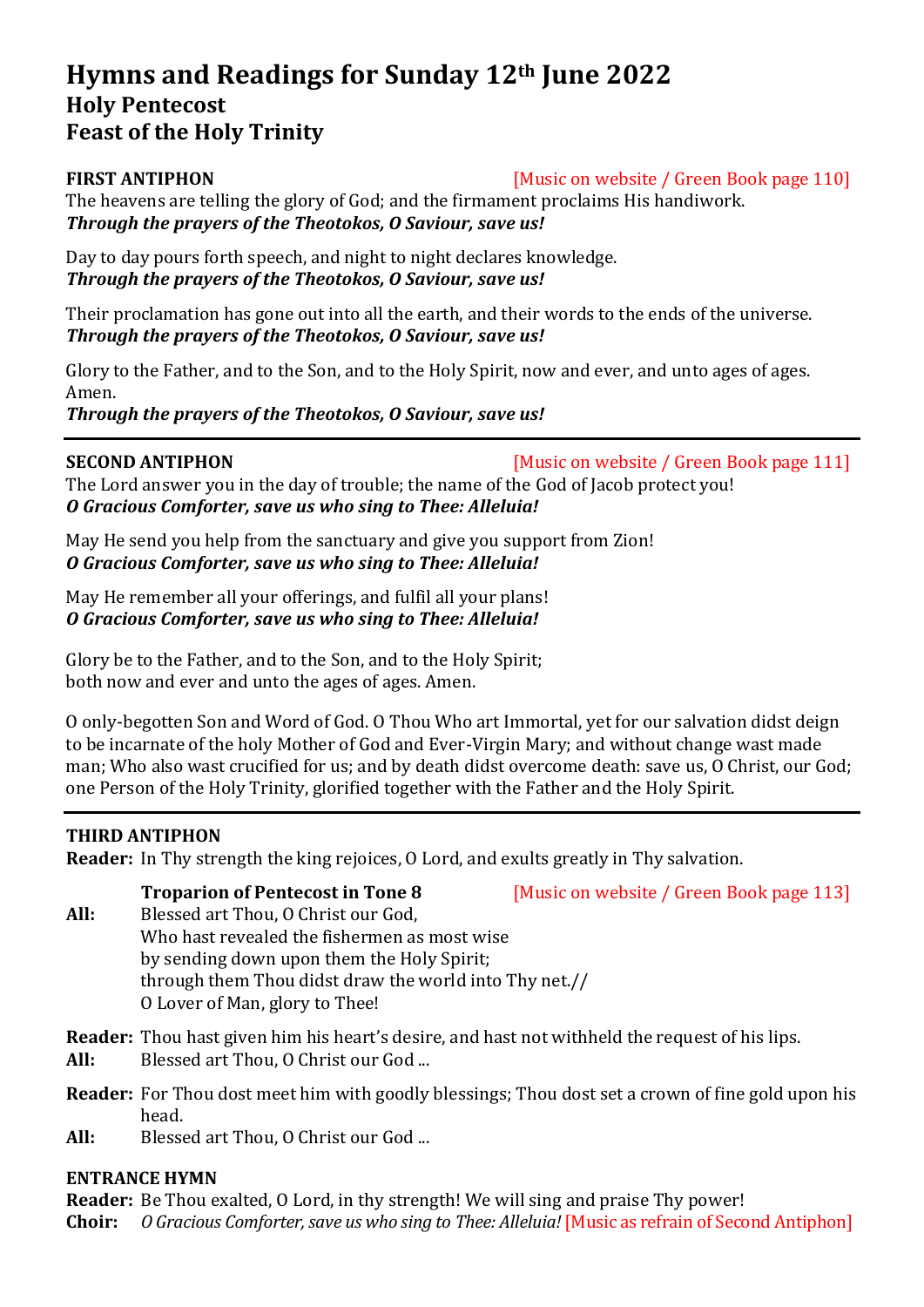# Hymns and Readings for Sunday 12th June 2022
## Holy Pentecost
## Feast of the Holy Trinity

**FIRST ANTIPHON** [Music on website / Green Book page 110]

The heavens are telling the glory of God; and the firmament proclaims His handiwork.
***Through the prayers of the Theotokos, O Saviour, save us!***

Day to day pours forth speech, and night to night declares knowledge.
***Through the prayers of the Theotokos, O Saviour, save us!***

Their proclamation has gone out into all the earth, and their words to the ends of the universe.
***Through the prayers of the Theotokos, O Saviour, save us!***

Glory to the Father, and to the Son, and to the Holy Spirit, now and ever, and unto ages of ages. Amen.
***Through the prayers of the Theotokos, O Saviour, save us!***

---

**SECOND ANTIPHON** [Music on website / Green Book page 111]

The Lord answer you in the day of trouble; the name of the God of Jacob protect you!
***O Gracious Comforter, save us who sing to Thee: Alleluia!***

May He send you help from the sanctuary and give you support from Zion!
***O Gracious Comforter, save us who sing to Thee: Alleluia!***

May He remember all your offerings, and fulfil all your plans!
***O Gracious Comforter, save us who sing to Thee: Alleluia!***

Glory be to the Father, and to the Son, and to the Holy Spirit;
both now and ever and unto the ages of ages. Amen.

O only-begotten Son and Word of God. O Thou Who art Immortal, yet for our salvation didst deign to be incarnate of the holy Mother of God and Ever-Virgin Mary; and without change wast made man; Who also wast crucified for us; and by death didst overcome death: save us, O Christ, our God; one Person of the Holy Trinity, glorified together with the Father and the Holy Spirit.

---

**THIRD ANTIPHON**

**Reader:** In Thy strength the king rejoices, O Lord, and exults greatly in Thy salvation.

**Troparion of Pentecost in Tone 8** [Music on website / Green Book page 113]

**All:** Blessed art Thou, O Christ our God,
Who hast revealed the fishermen as most wise
by sending down upon them the Holy Spirit;
through them Thou didst draw the world into Thy net.//
O Lover of Man, glory to Thee!

**Reader:** Thou hast given him his heart's desire, and hast not withheld the request of his lips.
**All:** Blessed art Thou, O Christ our God ...

**Reader:** For Thou dost meet him with goodly blessings; Thou dost set a crown of fine gold upon his head.
**All:** Blessed art Thou, O Christ our God ...

**ENTRANCE HYMN**

**Reader:** Be Thou exalted, O Lord, in thy strength! We will sing and praise Thy power!
**Choir:** *O Gracious Comforter, save us who sing to Thee: Alleluia!* [Music as refrain of Second Antiphon]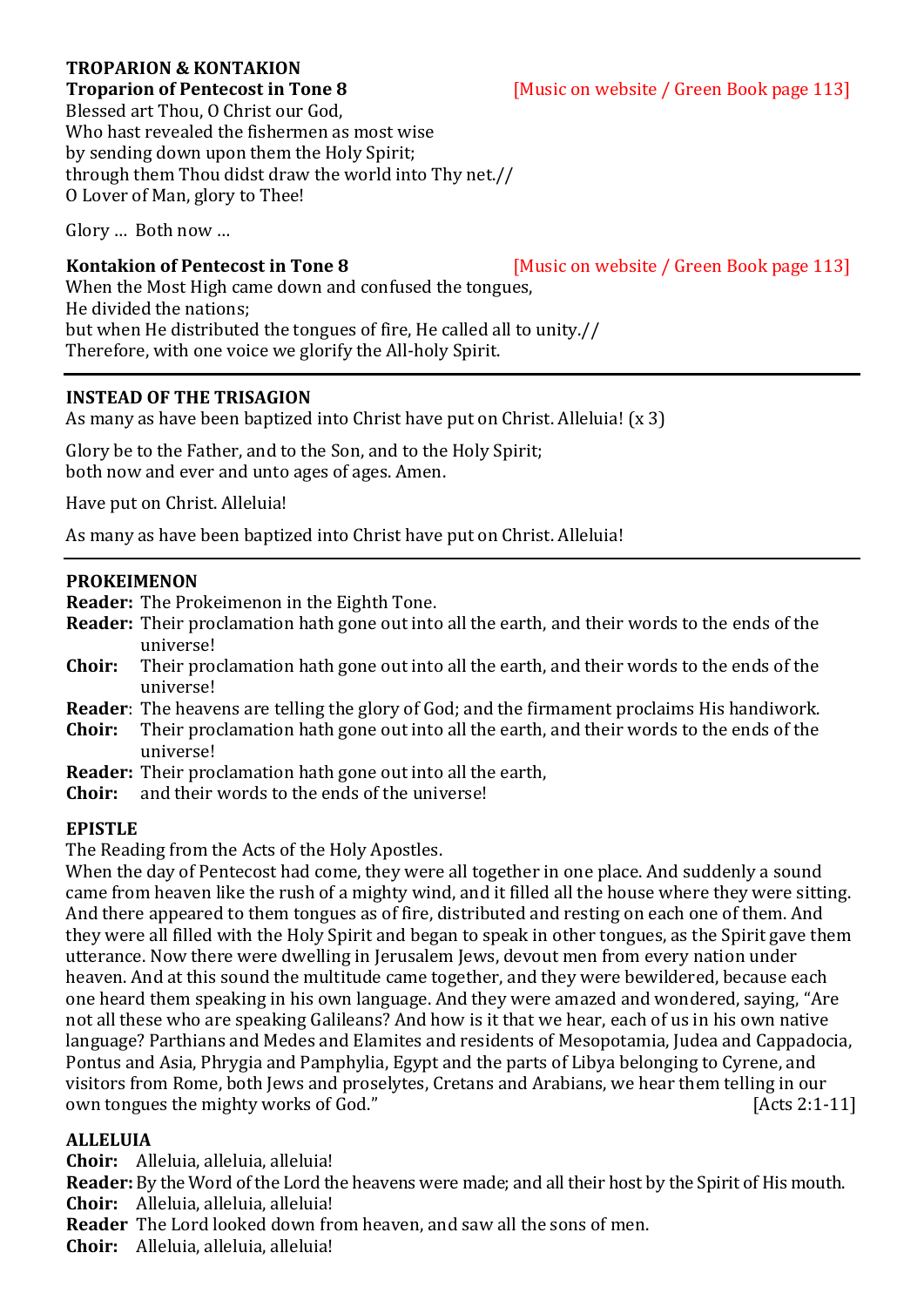## TROPARION & KONTAKION

**Troparion of Pentecost in Tone 8** [Music on website / Green Book page 113]

Blessed art Thou, O Christ our God,
Who hast revealed the fishermen as most wise
by sending down upon them the Holy Spirit;
through them Thou didst draw the world into Thy net.//
O Lover of Man, glory to Thee!

Glory … Both now …

**Kontakion of Pentecost in Tone 8** [Music on website / Green Book page 113]

When the Most High came down and confused the tongues,
He divided the nations;
but when He distributed the tongues of fire, He called all to unity.//
Therefore, with one voice we glorify the All-holy Spirit.

---

## INSTEAD OF THE TRISAGION

As many as have been baptized into Christ have put on Christ. Alleluia! (x 3)

Glory be to the Father, and to the Son, and to the Holy Spirit;
both now and ever and unto ages of ages. Amen.

Have put on Christ. Alleluia!

As many as have been baptized into Christ have put on Christ. Alleluia!

---

## PROKEIMENON

**Reader:** The Prokeimenon in the Eighth Tone.
**Reader:** Their proclamation hath gone out into all the earth, and their words to the ends of the universe!
**Choir:** Their proclamation hath gone out into all the earth, and their words to the ends of the universe!
**Reader**: The heavens are telling the glory of God; and the firmament proclaims His handiwork.
**Choir:** Their proclamation hath gone out into all the earth, and their words to the ends of the universe!
**Reader:** Their proclamation hath gone out into all the earth,
**Choir:** and their words to the ends of the universe!

## EPISTLE

The Reading from the Acts of the Holy Apostles.

When the day of Pentecost had come, they were all together in one place. And suddenly a sound came from heaven like the rush of a mighty wind, and it filled all the house where they were sitting. And there appeared to them tongues as of fire, distributed and resting on each one of them. And they were all filled with the Holy Spirit and began to speak in other tongues, as the Spirit gave them utterance. Now there were dwelling in Jerusalem Jews, devout men from every nation under heaven. And at this sound the multitude came together, and they were bewildered, because each one heard them speaking in his own language. And they were amazed and wondered, saying, "Are not all these who are speaking Galileans? And how is it that we hear, each of us in his own native language? Parthians and Medes and Elamites and residents of Mesopotamia, Judea and Cappadocia, Pontus and Asia, Phrygia and Pamphylia, Egypt and the parts of Libya belonging to Cyrene, and visitors from Rome, both Jews and proselytes, Cretans and Arabians, we hear them telling in our own tongues the mighty works of God." [Acts 2:1-11]

## ALLELUIA

**Choir:** Alleluia, alleluia, alleluia!
**Reader:** By the Word of the Lord the heavens were made; and all their host by the Spirit of His mouth.
**Choir:** Alleluia, alleluia, alleluia!
**Reader** The Lord looked down from heaven, and saw all the sons of men.
**Choir:** Alleluia, alleluia, alleluia!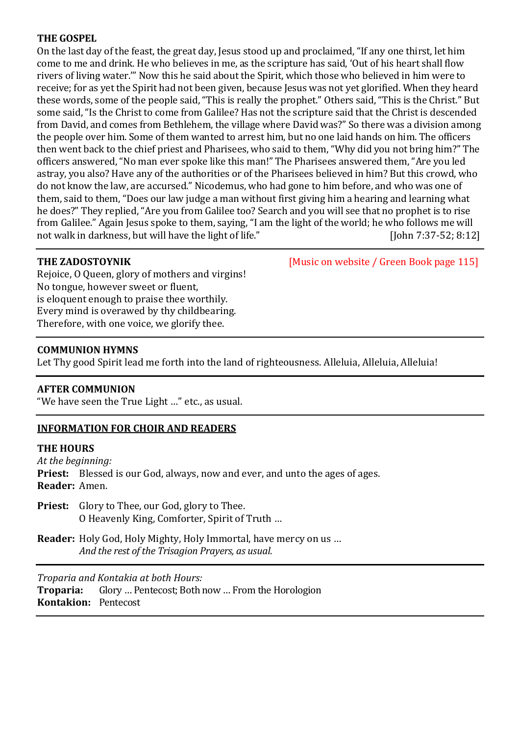**THE GOSPEL**

On the last day of the feast, the great day, Jesus stood up and proclaimed, "If any one thirst, let him come to me and drink. He who believes in me, as the scripture has said, 'Out of his heart shall flow rivers of living water.'" Now this he said about the Spirit, which those who believed in him were to receive; for as yet the Spirit had not been given, because Jesus was not yet glorified. When they heard these words, some of the people said, "This is really the prophet." Others said, "This is the Christ." But some said, "Is the Christ to come from Galilee? Has not the scripture said that the Christ is descended from David, and comes from Bethlehem, the village where David was?" So there was a division among the people over him. Some of them wanted to arrest him, but no one laid hands on him. The officers then went back to the chief priest and Pharisees, who said to them, "Why did you not bring him?" The officers answered, "No man ever spoke like this man!" The Pharisees answered them, "Are you led astray, you also? Have any of the authorities or of the Pharisees believed in him? But this crowd, who do not know the law, are accursed." Nicodemus, who had gone to him before, and who was one of them, said to them, "Does our law judge a man without first giving him a hearing and learning what he does?" They replied, "Are you from Galilee too? Search and you will see that no prophet is to rise from Galilee." Again Jesus spoke to them, saying, "I am the light of the world; he who follows me will not walk in darkness, but will have the light of life." [John 7:37-52; 8:12]

---

**THE ZADOSTOYNIK** [Music on website / Green Book page 115]

Rejoice, O Queen, glory of mothers and virgins!
No tongue, however sweet or fluent,
is eloquent enough to praise thee worthily.
Every mind is overawed by thy childbearing.
Therefore, with one voice, we glorify thee.

---

**COMMUNION HYMNS**

Let Thy good Spirit lead me forth into the land of righteousness. Alleluia, Alleluia, Alleluia!

---

**AFTER COMMUNION**

"We have seen the True Light …" etc., as usual.

---

**INFORMATION FOR CHOIR AND READERS**

**THE HOURS**

*At the beginning:*

**Priest:** Blessed is our God, always, now and ever, and unto the ages of ages.
**Reader:** Amen.

**Priest:** Glory to Thee, our God, glory to Thee.
O Heavenly King, Comforter, Spirit of Truth …

**Reader:** Holy God, Holy Mighty, Holy Immortal, have mercy on us …
*And the rest of the Trisagion Prayers, as usual.*

---

*Troparia and Kontakia at both Hours:*

**Troparia:** Glory … Pentecost; Both now … From the Horologion
**Kontakion:** Pentecost